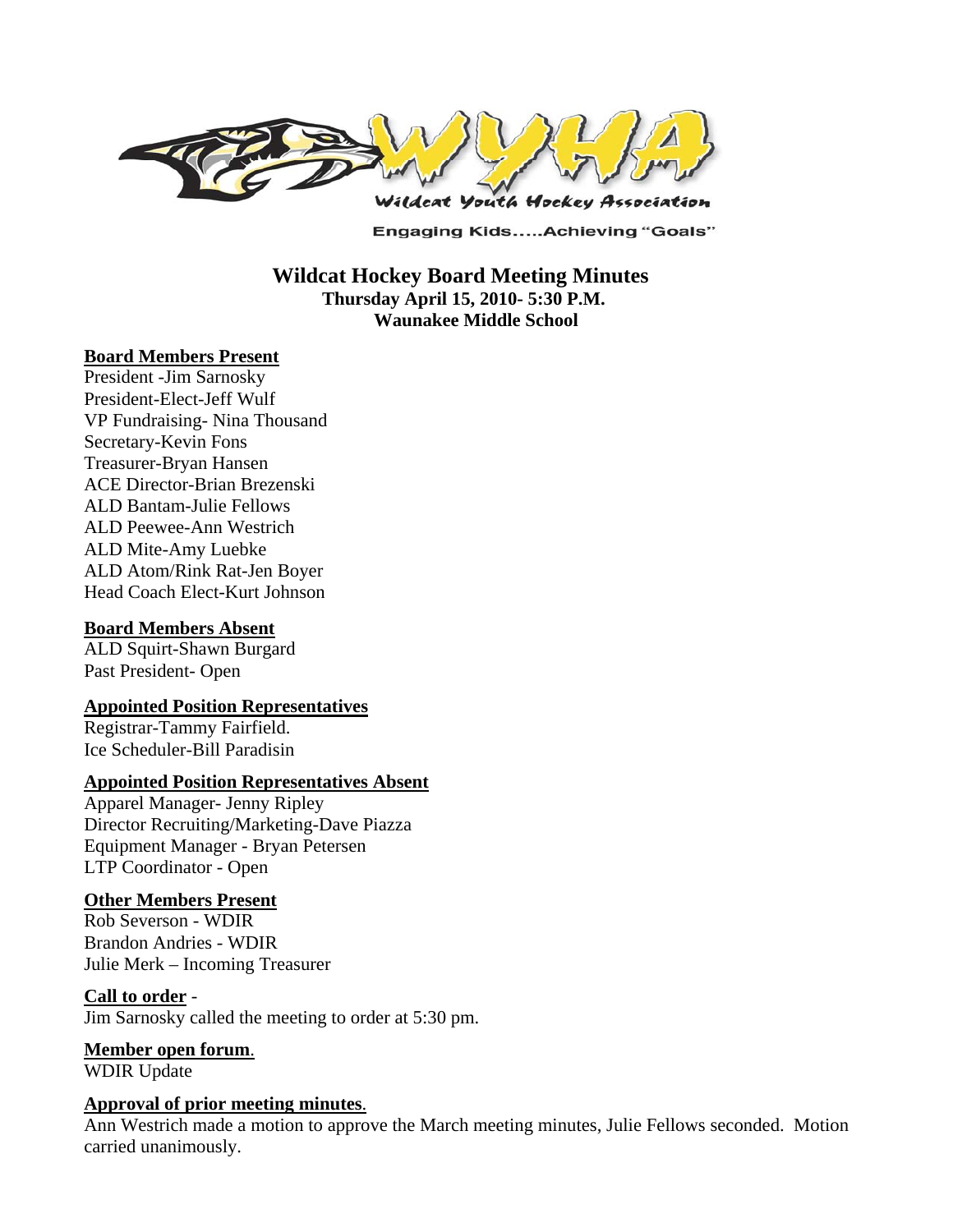WYHA

Wildcat Youth Hockey Association

Engaging Kids.....Achieving "Goals"

# Wildcat Hockey Board Meeting Minutes

**Thursday April 15, 2010- 5:30 P.M.**
**Waunakee Middle School**

## Board Members Present

President -Jim Sarnosky
President-Elect-Jeff Wulf
VP Fundraising- Nina Thousand
Secretary-Kevin Fons
Treasurer-Bryan Hansen
ACE Director-Brian Brezenski
ALD Bantam-Julie Fellows
ALD Peewee-Ann Westrich
ALD Mite-Amy Luebke
ALD Atom/Rink Rat-Jen Boyer
Head Coach Elect-Kurt Johnson

## Board Members Absent

ALD Squirt-Shawn Burgard
Past President- Open

## Appointed Position Representatives

Registrar-Tammy Fairfield.
Ice Scheduler-Bill Paradisin

## Appointed Position Representatives Absent

Apparel Manager- Jenny Ripley
Director Recruiting/Marketing-Dave Piazza
Equipment Manager - Bryan Petersen
LTP Coordinator - Open

## Other Members Present

Rob Severson - WDIR
Brandon Andries - WDIR
Julie Merk – Incoming Treasurer

## Call to order -

Jim Sarnosky called the meeting to order at 5:30 pm.

## Member open forum.

WDIR Update

## Approval of prior meeting minutes.

Ann Westrich made a motion to approve the March meeting minutes, Julie Fellows seconded. Motion carried unanimously.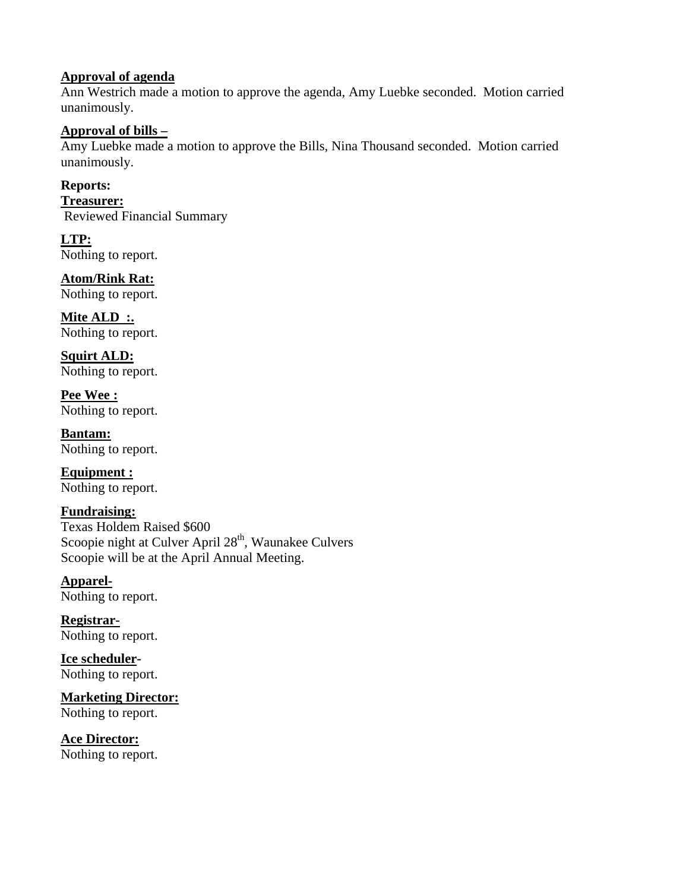**Approval of agenda**
Ann Westrich made a motion to approve the agenda, Amy Luebke seconded. Motion carried unanimously.

**Approval of bills –**
Amy Luebke made a motion to approve the Bills, Nina Thousand seconded. Motion carried unanimously.

**Reports:**

**Treasurer:**
Reviewed Financial Summary

**LTP:**
Nothing to report.

**Atom/Rink Rat:**
Nothing to report.

**Mite ALD :.**
Nothing to report.

**Squirt ALD:**
Nothing to report.

**Pee Wee :**
Nothing to report.

**Bantam:**
Nothing to report.

**Equipment :**
Nothing to report.

**Fundraising:**
Texas Holdem Raised $600
Scoopie night at Culver April 28th, Waunakee Culvers
Scoopie will be at the April Annual Meeting.

**Apparel-**
Nothing to report.

**Registrar-**
Nothing to report.

**Ice scheduler-**
Nothing to report.

**Marketing Director:**
Nothing to report.

**Ace Director:**
Nothing to report.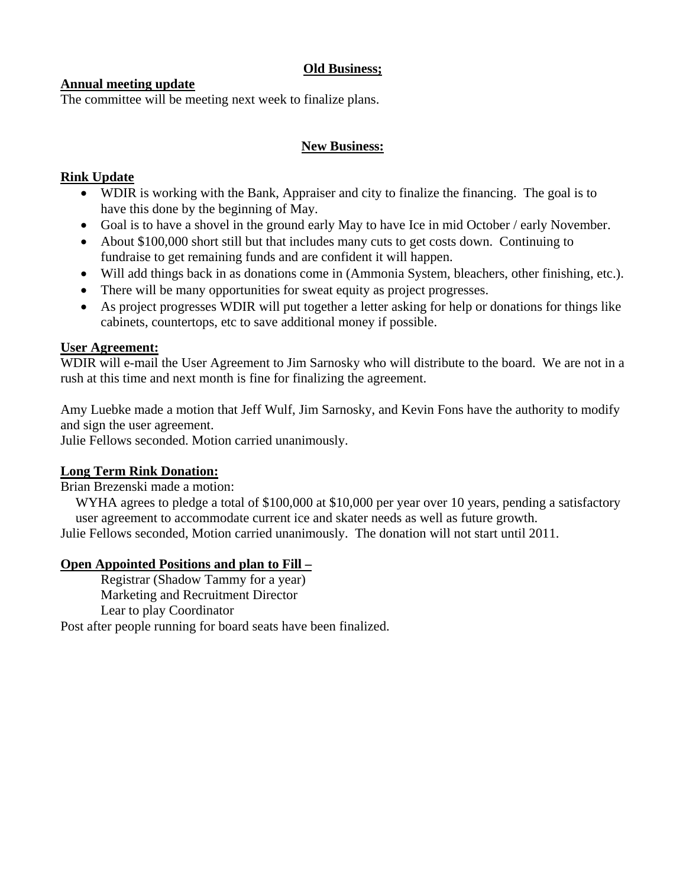**Old Business;**

**Annual meeting update**

The committee will be meeting next week to finalize plans.

**New Business:**

**Rink Update**

- WDIR is working with the Bank, Appraiser and city to finalize the financing. The goal is to have this done by the beginning of May.
- Goal is to have a shovel in the ground early May to have Ice in mid October / early November.
- About $100,000 short still but that includes many cuts to get costs down. Continuing to fundraise to get remaining funds and are confident it will happen.
- Will add things back in as donations come in (Ammonia System, bleachers, other finishing, etc.).
- There will be many opportunities for sweat equity as project progresses.
- As project progresses WDIR will put together a letter asking for help or donations for things like cabinets, countertops, etc to save additional money if possible.

**User Agreement:**

WDIR will e-mail the User Agreement to Jim Sarnosky who will distribute to the board. We are not in a rush at this time and next month is fine for finalizing the agreement.

Amy Luebke made a motion that Jeff Wulf, Jim Sarnosky, and Kevin Fons have the authority to modify and sign the user agreement.
Julie Fellows seconded. Motion carried unanimously.

**Long Term Rink Donation:**

Brian Brezenski made a motion:

WYHA agrees to pledge a total of $100,000 at $10,000 per year over 10 years, pending a satisfactory user agreement to accommodate current ice and skater needs as well as future growth.

Julie Fellows seconded, Motion carried unanimously. The donation will not start until 2011.

**Open Appointed Positions and plan to Fill –**

Registrar (Shadow Tammy for a year)
Marketing and Recruitment Director
Lear to play Coordinator

Post after people running for board seats have been finalized.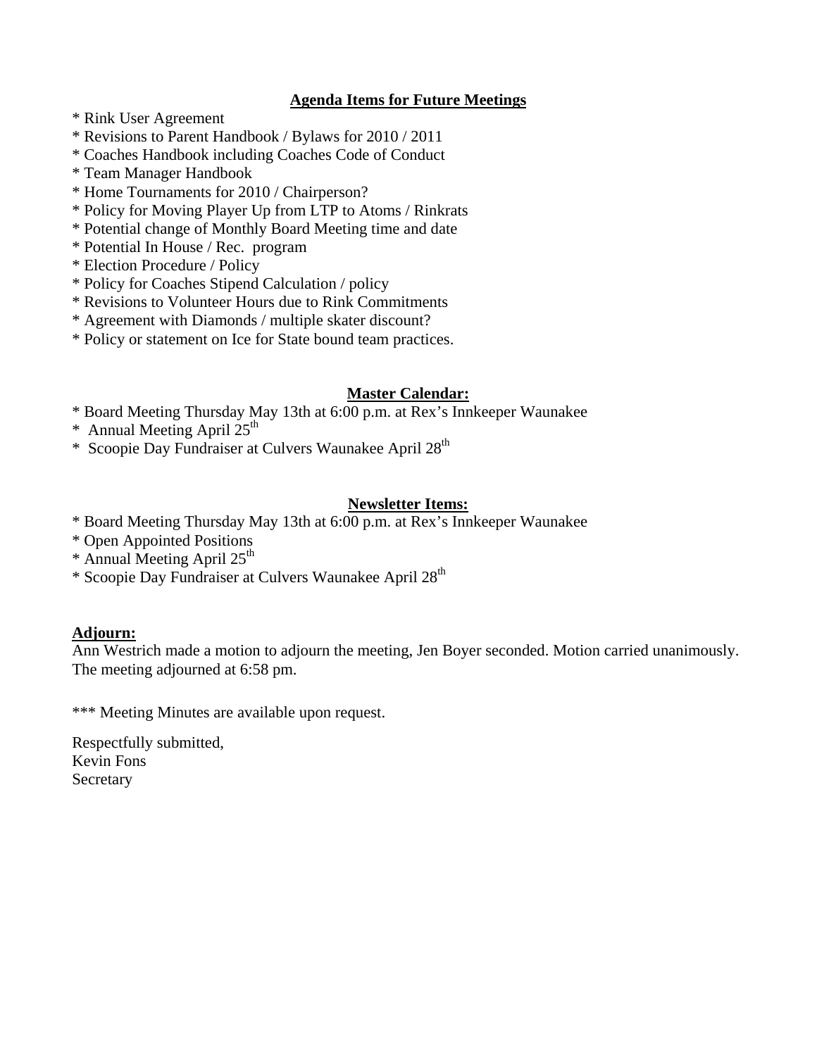## Agenda Items for Future Meetings

* Rink User Agreement
* Revisions to Parent Handbook / Bylaws for 2010 / 2011
* Coaches Handbook including Coaches Code of Conduct
* Team Manager Handbook
* Home Tournaments for 2010 / Chairperson?
* Policy for Moving Player Up from LTP to Atoms / Rinkrats
* Potential change of Monthly Board Meeting time and date
* Potential In House / Rec. program
* Election Procedure / Policy
* Policy for Coaches Stipend Calculation / policy
* Revisions to Volunteer Hours due to Rink Commitments
* Agreement with Diamonds / multiple skater discount?
* Policy or statement on Ice for State bound team practices.

## Master Calendar:

* Board Meeting Thursday May 13th at 6:00 p.m. at Rex's Innkeeper Waunakee
* Annual Meeting April 25th
* Scoopie Day Fundraiser at Culvers Waunakee April 28th

## Newsletter Items:

* Board Meeting Thursday May 13th at 6:00 p.m. at Rex's Innkeeper Waunakee
* Open Appointed Positions
* Annual Meeting April 25th
* Scoopie Day Fundraiser at Culvers Waunakee April 28th

## Adjourn:

Ann Westrich made a motion to adjourn the meeting, Jen Boyer seconded. Motion carried unanimously. The meeting adjourned at 6:58 pm.

*** Meeting Minutes are available upon request.

Respectfully submitted,
Kevin Fons
Secretary